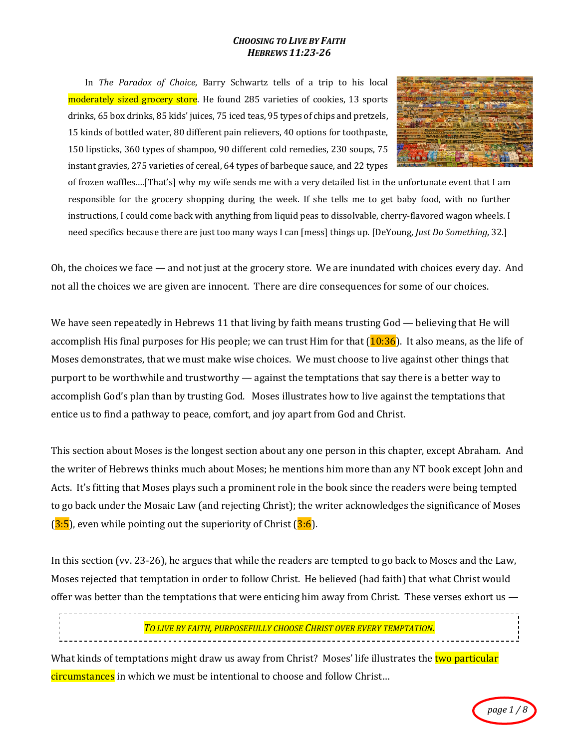# *CHOOSING TO LIVE BY FAITH*
## *HEBREWS 11:23-26*

> In *The Paradox of Choice*, Barry Schwartz tells of a trip to his local moderately sized grocery store. He found 285 varieties of cookies, 13 sports drinks, 65 box drinks, 85 kids' juices, 75 iced teas, 95 types of chips and pretzels, 15 kinds of bottled water, 80 different pain relievers, 40 options for toothpaste, 150 lipsticks, 360 types of shampoo, 90 different cold remedies, 230 soups, 75 instant gravies, 275 varieties of cereal, 64 types of barbeque sauce, and 22 types of frozen waffles….[That's] why my wife sends me with a very detailed list in the unfortunate event that I am responsible for the grocery shopping during the week. If she tells me to get baby food, with no further instructions, I could come back with anything from liquid peas to dissolvable, cherry-flavored wagon wheels. I need specifics because there are just too many ways I can [mess] things up. [DeYoung, *Just Do Something*, 32.]

Oh, the choices we face — and not just at the grocery store. We are inundated with choices every day. And not all the choices we are given are innocent. There are dire consequences for some of our choices.

We have seen repeatedly in Hebrews 11 that living by faith means trusting God — believing that He will accomplish His final purposes for His people; we can trust Him for that (10:36). It also means, as the life of Moses demonstrates, that we must make wise choices. We must choose to live against other things that purport to be worthwhile and trustworthy — against the temptations that say there is a better way to accomplish God's plan than by trusting God. Moses illustrates how to live against the temptations that entice us to find a pathway to peace, comfort, and joy apart from God and Christ.

This section about Moses is the longest section about any one person in this chapter, except Abraham. And the writer of Hebrews thinks much about Moses; he mentions him more than any NT book except John and Acts. It's fitting that Moses plays such a prominent role in the book since the readers were being tempted to go back under the Mosaic Law (and rejecting Christ); the writer acknowledges the significance of Moses (3:5), even while pointing out the superiority of Christ (3:6).

In this section (vv. 23-26), he argues that while the readers are tempted to go back to Moses and the Law, Moses rejected that temptation in order to follow Christ. He believed (had faith) that what Christ would offer was better than the temptations that were enticing him away from Christ. These verses exhort us —

*TO LIVE BY FAITH, PURPOSEFULLY CHOOSE CHRIST OVER EVERY TEMPTATION.*

What kinds of temptations might draw us away from Christ? Moses' life illustrates the two particular circumstances in which we must be intentional to choose and follow Christ…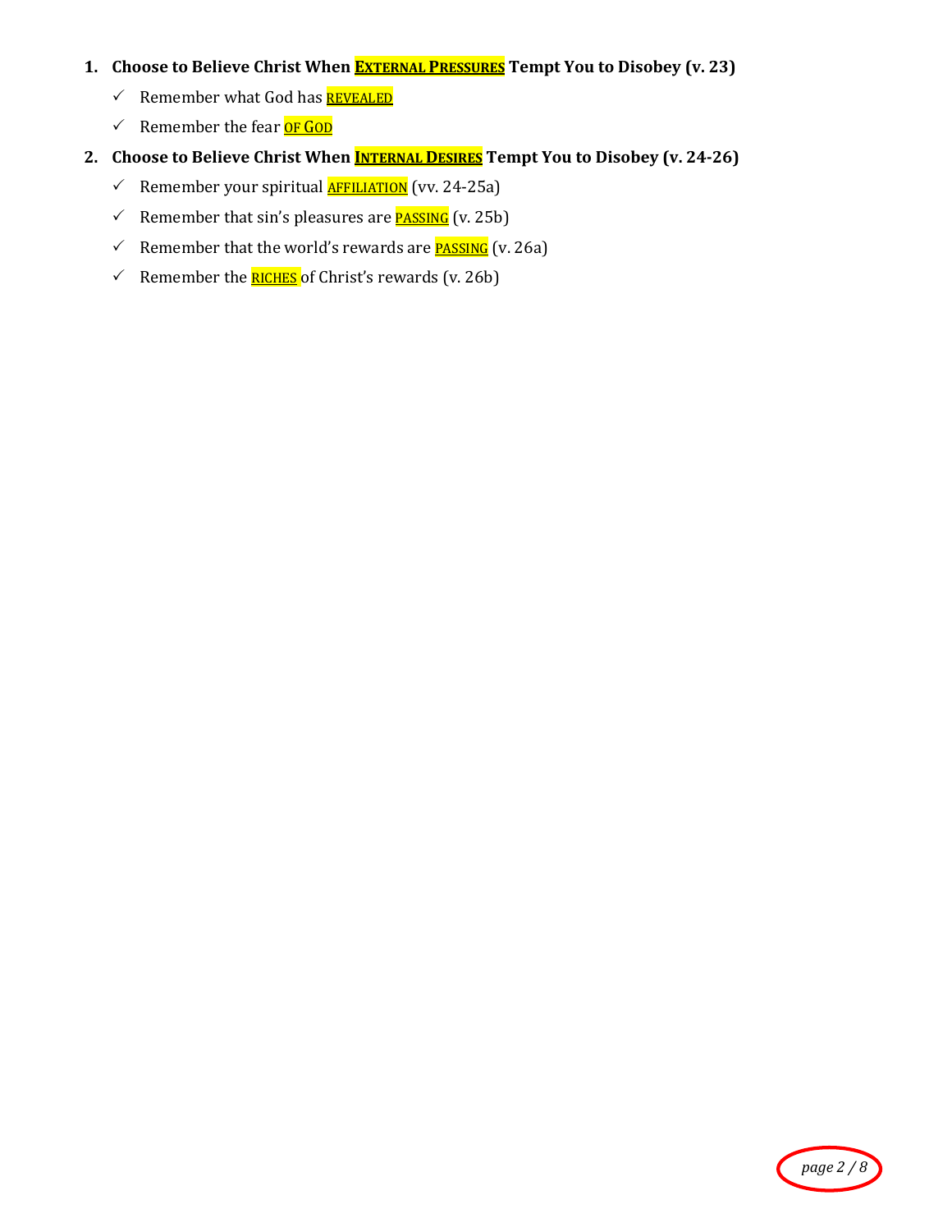1. **Choose to Believe Christ When EXTERNAL PRESSURES Tempt You to Disobey (v. 23)**
   - ✓ Remember what God has REVEALED
   - ✓ Remember the fear OF GOD
2. **Choose to Believe Christ When INTERNAL DESIRES Tempt You to Disobey (v. 24-26)**
   - ✓ Remember your spiritual AFFILIATION (vv. 24-25a)
   - ✓ Remember that sin's pleasures are PASSING (v. 25b)
   - ✓ Remember that the world's rewards are PASSING (v. 26a)
   - ✓ Remember the RICHES of Christ's rewards (v. 26b)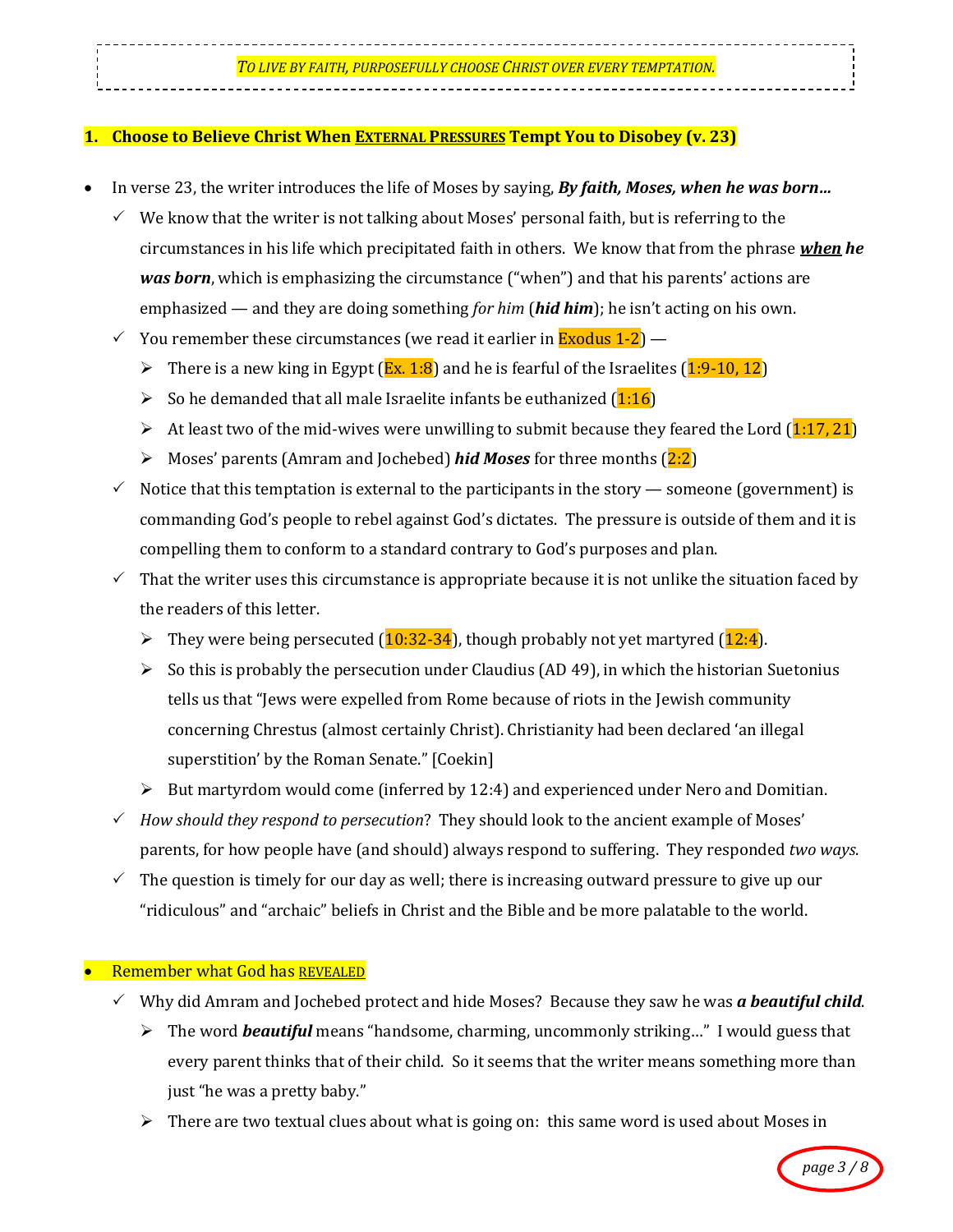*TO LIVE BY FAITH, PURPOSEFULLY CHOOSE CHRIST OVER EVERY TEMPTATION.*

## 1. Choose to Believe Christ When EXTERNAL PRESSURES Tempt You to Disobey (v. 23)

- In verse 23, the writer introduces the life of Moses by saying, ***By faith, Moses, when he was born…***
  - ✓ We know that the writer is not talking about Moses' personal faith, but is referring to the circumstances in his life which precipitated faith in others. We know that from the phrase ***when he was born***, which is emphasizing the circumstance ("when") and that his parents' actions are emphasized — and they are doing something *for him* (***hid him***); he isn't acting on his own.
  - ✓ You remember these circumstances (we read it earlier in Exodus 1-2) —
    - ➢ There is a new king in Egypt (Ex. 1:8) and he is fearful of the Israelites (1:9-10, 12)
    - ➢ So he demanded that all male Israelite infants be euthanized (1:16)
    - ➢ At least two of the mid-wives were unwilling to submit because they feared the Lord (1:17, 21)
    - ➢ Moses' parents (Amram and Jochebed) ***hid Moses*** for three months (2:2)
  - ✓ Notice that this temptation is external to the participants in the story — someone (government) is commanding God's people to rebel against God's dictates. The pressure is outside of them and it is compelling them to conform to a standard contrary to God's purposes and plan.
  - ✓ That the writer uses this circumstance is appropriate because it is not unlike the situation faced by the readers of this letter.
    - ➢ They were being persecuted (10:32-34), though probably not yet martyred (12:4).
    - ➢ So this is probably the persecution under Claudius (AD 49), in which the historian Suetonius tells us that "Jews were expelled from Rome because of riots in the Jewish community concerning Chrestus (almost certainly Christ). Christianity had been declared 'an illegal superstition' by the Roman Senate." [Coekin]
    - ➢ But martyrdom would come (inferred by 12:4) and experienced under Nero and Domitian.
  - ✓ *How should they respond to persecution*? They should look to the ancient example of Moses' parents, for how people have (and should) always respond to suffering. They responded *two ways*.
  - ✓ The question is timely for our day as well; there is increasing outward pressure to give up our "ridiculous" and "archaic" beliefs in Christ and the Bible and be more palatable to the world.

- Remember what God has REVEALED
  - ✓ Why did Amram and Jochebed protect and hide Moses? Because they saw he was ***a beautiful child***.
    - ➢ The word ***beautiful*** means "handsome, charming, uncommonly striking…" I would guess that every parent thinks that of their child. So it seems that the writer means something more than just "he was a pretty baby."
    - ➢ There are two textual clues about what is going on: this same word is used about Moses in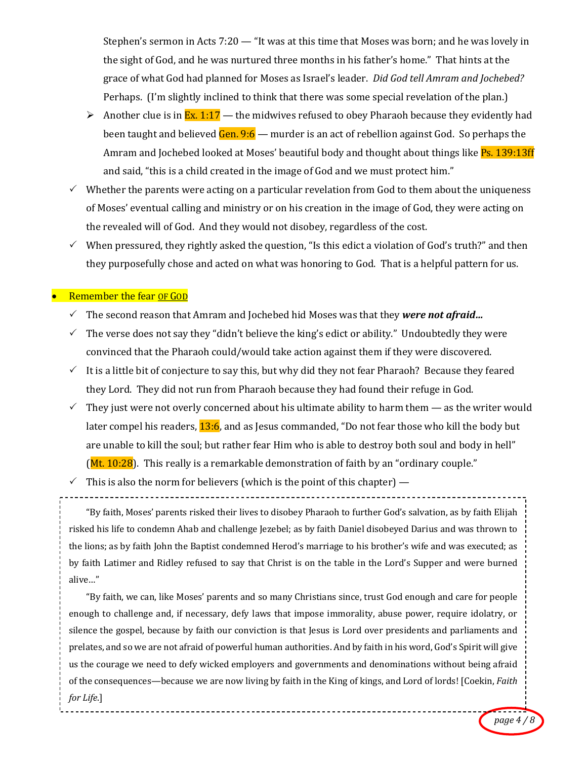Stephen's sermon in Acts 7:20 — "It was at this time that Moses was born; and he was lovely in the sight of God, and he was nurtured three months in his father's home." That hints at the grace of what God had planned for Moses as Israel's leader. *Did God tell Amram and Jochebed?* Perhaps. (I'm slightly inclined to think that there was some special revelation of the plan.)

- Another clue is in Ex. 1:17 — the midwives refused to obey Pharaoh because they evidently had been taught and believed Gen. 9:6 — murder is an act of rebellion against God. So perhaps the Amram and Jochebed looked at Moses' beautiful body and thought about things like Ps. 139:13ff and said, "this is a child created in the image of God and we must protect him."

- ✓ Whether the parents were acting on a particular revelation from God to them about the uniqueness of Moses' eventual calling and ministry or on his creation in the image of God, they were acting on the revealed will of God. And they would not disobey, regardless of the cost.
- ✓ When pressured, they rightly asked the question, "Is this edict a violation of God's truth?" and then they purposefully chose and acted on what was honoring to God. That is a helpful pattern for us.

- Remember the fear <u>OF GOD</u>
  - ✓ The second reason that Amram and Jochebed hid Moses was that they ***were not afraid…***
  - ✓ The verse does not say they "didn't believe the king's edict or ability." Undoubtedly they were convinced that the Pharaoh could/would take action against them if they were discovered.
  - ✓ It is a little bit of conjecture to say this, but why did they not fear Pharaoh? Because they feared they Lord. They did not run from Pharaoh because they had found their refuge in God.
  - ✓ They just were not overly concerned about his ultimate ability to harm them — as the writer would later compel his readers, 13:6, and as Jesus commanded, "Do not fear those who kill the body but are unable to kill the soul; but rather fear Him who is able to destroy both soul and body in hell" (Mt. 10:28). This really is a remarkable demonstration of faith by an "ordinary couple."
  - ✓ This is also the norm for believers (which is the point of this chapter) —

> "By faith, Moses' parents risked their lives to disobey Pharaoh to further God's salvation, as by faith Elijah risked his life to condemn Ahab and challenge Jezebel; as by faith Daniel disobeyed Darius and was thrown to the lions; as by faith John the Baptist condemned Herod's marriage to his brother's wife and was executed; as by faith Latimer and Ridley refused to say that Christ is on the table in the Lord's Supper and were burned alive…"
>
> "By faith, we can, like Moses' parents and so many Christians since, trust God enough and care for people enough to challenge and, if necessary, defy laws that impose immorality, abuse power, require idolatry, or silence the gospel, because by faith our conviction is that Jesus is Lord over presidents and parliaments and prelates, and so we are not afraid of powerful human authorities. And by faith in his word, God's Spirit will give us the courage we need to defy wicked employers and governments and denominations without being afraid of the consequences—because we are now living by faith in the King of kings, and Lord of lords! [Coekin, *Faith for Life*.]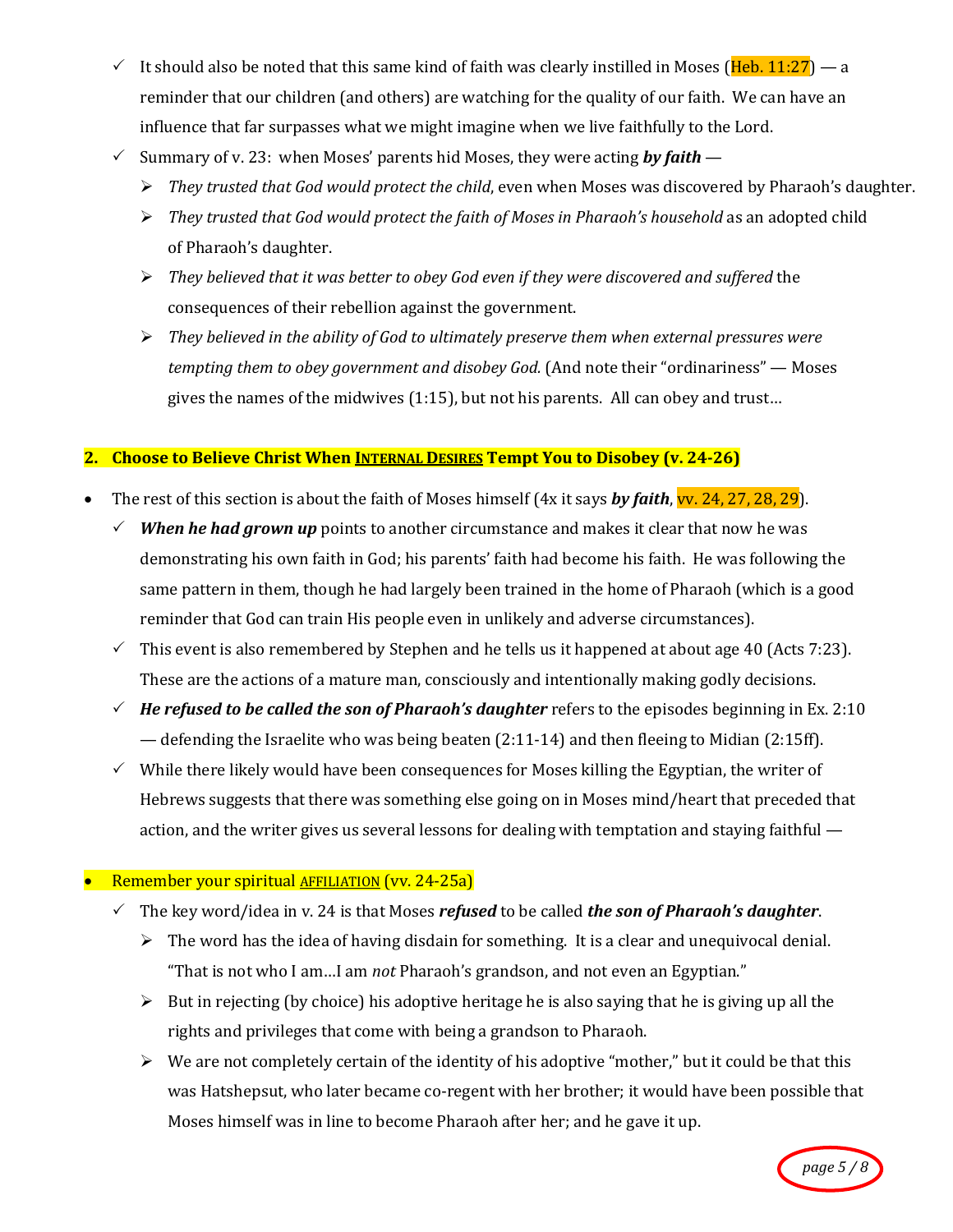- It should also be noted that this same kind of faith was clearly instilled in Moses (Heb. 11:27) — a reminder that our children (and others) are watching for the quality of our faith. We can have an influence that far surpasses what we might imagine when we live faithfully to the Lord.
- Summary of v. 23: when Moses' parents hid Moses, they were acting ***by faith*** —
  - *They trusted that God would protect the child*, even when Moses was discovered by Pharaoh's daughter.
  - *They trusted that God would protect the faith of Moses in Pharaoh's household* as an adopted child of Pharaoh's daughter.
  - *They believed that it was better to obey God even if they were discovered and suffered* the consequences of their rebellion against the government.
  - *They believed in the ability of God to ultimately preserve them when external pressures were tempting them to obey government and disobey God.* (And note their "ordinariness" — Moses gives the names of the midwives (1:15), but not his parents. All can obey and trust…

## 2. Choose to Believe Christ When <u>INTERNAL DESIRES</u> Tempt You to Disobey (v. 24-26)

- The rest of this section is about the faith of Moses himself (4x it says ***by faith***, vv. 24, 27, 28, 29).
  - ***When he had grown up*** points to another circumstance and makes it clear that now he was demonstrating his own faith in God; his parents' faith had become his faith. He was following the same pattern in them, though he had largely been trained in the home of Pharaoh (which is a good reminder that God can train His people even in unlikely and adverse circumstances).
  - This event is also remembered by Stephen and he tells us it happened at about age 40 (Acts 7:23). These are the actions of a mature man, consciously and intentionally making godly decisions.
  - ***He refused to be called the son of Pharaoh's daughter*** refers to the episodes beginning in Ex. 2:10 — defending the Israelite who was being beaten (2:11-14) and then fleeing to Midian (2:15ff).
  - While there likely would have been consequences for Moses killing the Egyptian, the writer of Hebrews suggests that there was something else going on in Moses mind/heart that preceded that action, and the writer gives us several lessons for dealing with temptation and staying faithful —

- Remember your spiritual <u>AFFILIATION</u> (vv. 24-25a)
  - The key word/idea in v. 24 is that Moses ***refused*** to be called ***the son of Pharaoh's daughter***.
    - The word has the idea of having disdain for something. It is a clear and unequivocal denial. "That is not who I am…I am *not* Pharaoh's grandson, and not even an Egyptian."
    - But in rejecting (by choice) his adoptive heritage he is also saying that he is giving up all the rights and privileges that come with being a grandson to Pharaoh.
    - We are not completely certain of the identity of his adoptive "mother," but it could be that this was Hatshepsut, who later became co-regent with her brother; it would have been possible that Moses himself was in line to become Pharaoh after her; and he gave it up.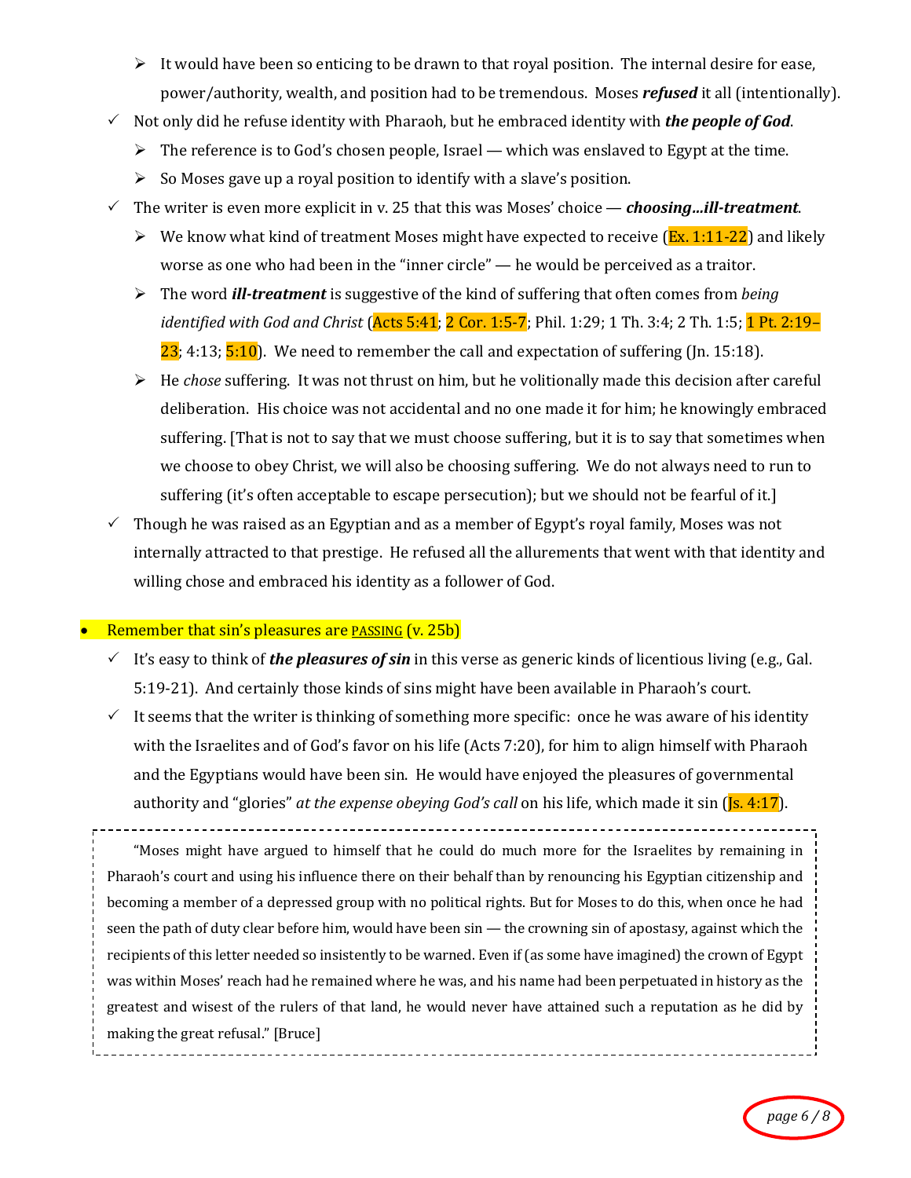- It would have been so enticing to be drawn to that royal position. The internal desire for ease, power/authority, wealth, and position had to be tremendous. Moses ***refused*** it all (intentionally).
- Not only did he refuse identity with Pharaoh, but he embraced identity with ***the people of God***.
  - The reference is to God's chosen people, Israel — which was enslaved to Egypt at the time.
  - So Moses gave up a royal position to identify with a slave's position.
- The writer is even more explicit in v. 25 that this was Moses' choice — ***choosing…ill-treatment***.
  - We know what kind of treatment Moses might have expected to receive (Ex. 1:11-22) and likely worse as one who had been in the "inner circle" — he would be perceived as a traitor.
  - The word ***ill-treatment*** is suggestive of the kind of suffering that often comes from *being identified with God and Christ* (Acts 5:41; 2 Cor. 1:5-7; Phil. 1:29; 1 Th. 3:4; 2 Th. 1:5; 1 Pt. 2:19–23; 4:13; 5:10). We need to remember the call and expectation of suffering (Jn. 15:18).
  - He *chose* suffering. It was not thrust on him, but he volitionally made this decision after careful deliberation. His choice was not accidental and no one made it for him; he knowingly embraced suffering. [That is not to say that we must choose suffering, but it is to say that sometimes when we choose to obey Christ, we will also be choosing suffering. We do not always need to run to suffering (it's often acceptable to escape persecution); but we should not be fearful of it.]
- Though he was raised as an Egyptian and as a member of Egypt's royal family, Moses was not internally attracted to that prestige. He refused all the allurements that went with that identity and willing chose and embraced his identity as a follower of God.

- Remember that sin's pleasures are PASSING (v. 25b)
  - It's easy to think of ***the pleasures of sin*** in this verse as generic kinds of licentious living (e.g., Gal. 5:19-21). And certainly those kinds of sins might have been available in Pharaoh's court.
  - It seems that the writer is thinking of something more specific: once he was aware of his identity with the Israelites and of God's favor on his life (Acts 7:20), for him to align himself with Pharaoh and the Egyptians would have been sin. He would have enjoyed the pleasures of governmental authority and "glories" *at the expense obeying God's call* on his life, which made it sin (Js. 4:17).

> "Moses might have argued to himself that he could do much more for the Israelites by remaining in Pharaoh's court and using his influence there on their behalf than by renouncing his Egyptian citizenship and becoming a member of a depressed group with no political rights. But for Moses to do this, when once he had seen the path of duty clear before him, would have been sin — the crowning sin of apostasy, against which the recipients of this letter needed so insistently to be warned. Even if (as some have imagined) the crown of Egypt was within Moses' reach had he remained where he was, and his name had been perpetuated in history as the greatest and wisest of the rulers of that land, he would never have attained such a reputation as he did by making the great refusal." [Bruce]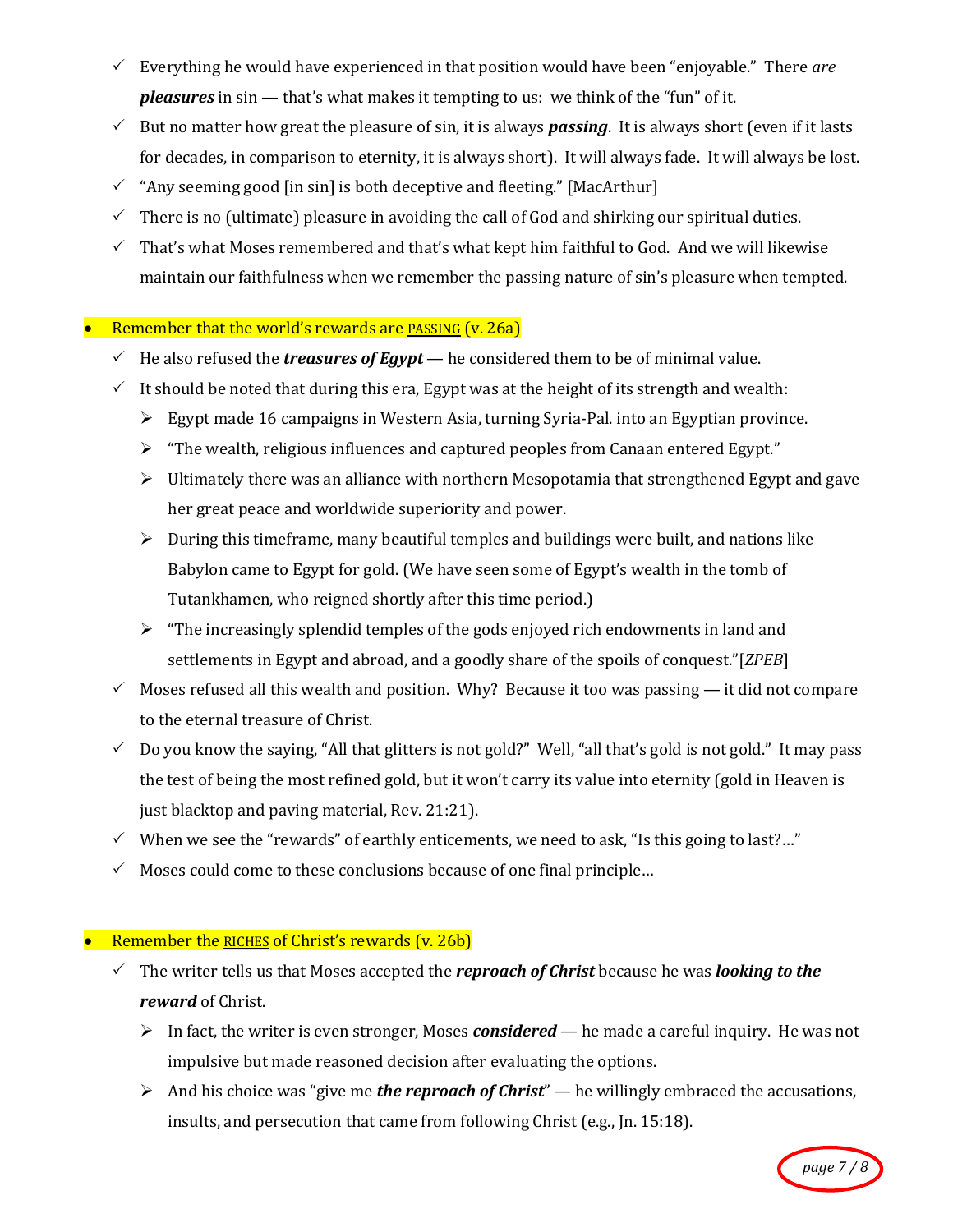- Everything he would have experienced in that position would have been "enjoyable." There *are* ***pleasures*** in sin — that's what makes it tempting to us: we think of the "fun" of it.
- But no matter how great the pleasure of sin, it is always ***passing***. It is always short (even if it lasts for decades, in comparison to eternity, it is always short). It will always fade. It will always be lost.
- "Any seeming good [in sin] is both deceptive and fleeting." [MacArthur]
- There is no (ultimate) pleasure in avoiding the call of God and shirking our spiritual duties.
- That's what Moses remembered and that's what kept him faithful to God. And we will likewise maintain our faithfulness when we remember the passing nature of sin's pleasure when tempted.

- Remember that the world's rewards are <u>PASSING</u> (v. 26a)
  - He also refused the ***treasures of Egypt*** — he considered them to be of minimal value.
  - It should be noted that during this era, Egypt was at the height of its strength and wealth:
    - Egypt made 16 campaigns in Western Asia, turning Syria-Pal. into an Egyptian province.
    - "The wealth, religious influences and captured peoples from Canaan entered Egypt."
    - Ultimately there was an alliance with northern Mesopotamia that strengthened Egypt and gave her great peace and worldwide superiority and power.
    - During this timeframe, many beautiful temples and buildings were built, and nations like Babylon came to Egypt for gold. (We have seen some of Egypt's wealth in the tomb of Tutankhamen, who reigned shortly after this time period.)
    - "The increasingly splendid temples of the gods enjoyed rich endowments in land and settlements in Egypt and abroad, and a goodly share of the spoils of conquest."[*ZPEB*]
  - Moses refused all this wealth and position. Why? Because it too was passing — it did not compare to the eternal treasure of Christ.
  - Do you know the saying, "All that glitters is not gold?" Well, "all that's gold is not gold." It may pass the test of being the most refined gold, but it won't carry its value into eternity (gold in Heaven is just blacktop and paving material, Rev. 21:21).
  - When we see the "rewards" of earthly enticements, we need to ask, "Is this going to last?…"
  - Moses could come to these conclusions because of one final principle…

- Remember the <u>RICHES</u> of Christ's rewards (v. 26b)
  - The writer tells us that Moses accepted the ***reproach of Christ*** because he was ***looking to the reward*** of Christ.
    - In fact, the writer is even stronger, Moses ***considered*** — he made a careful inquiry. He was not impulsive but made reasoned decision after evaluating the options.
    - And his choice was "give me ***the reproach of Christ***" — he willingly embraced the accusations, insults, and persecution that came from following Christ (e.g., Jn. 15:18).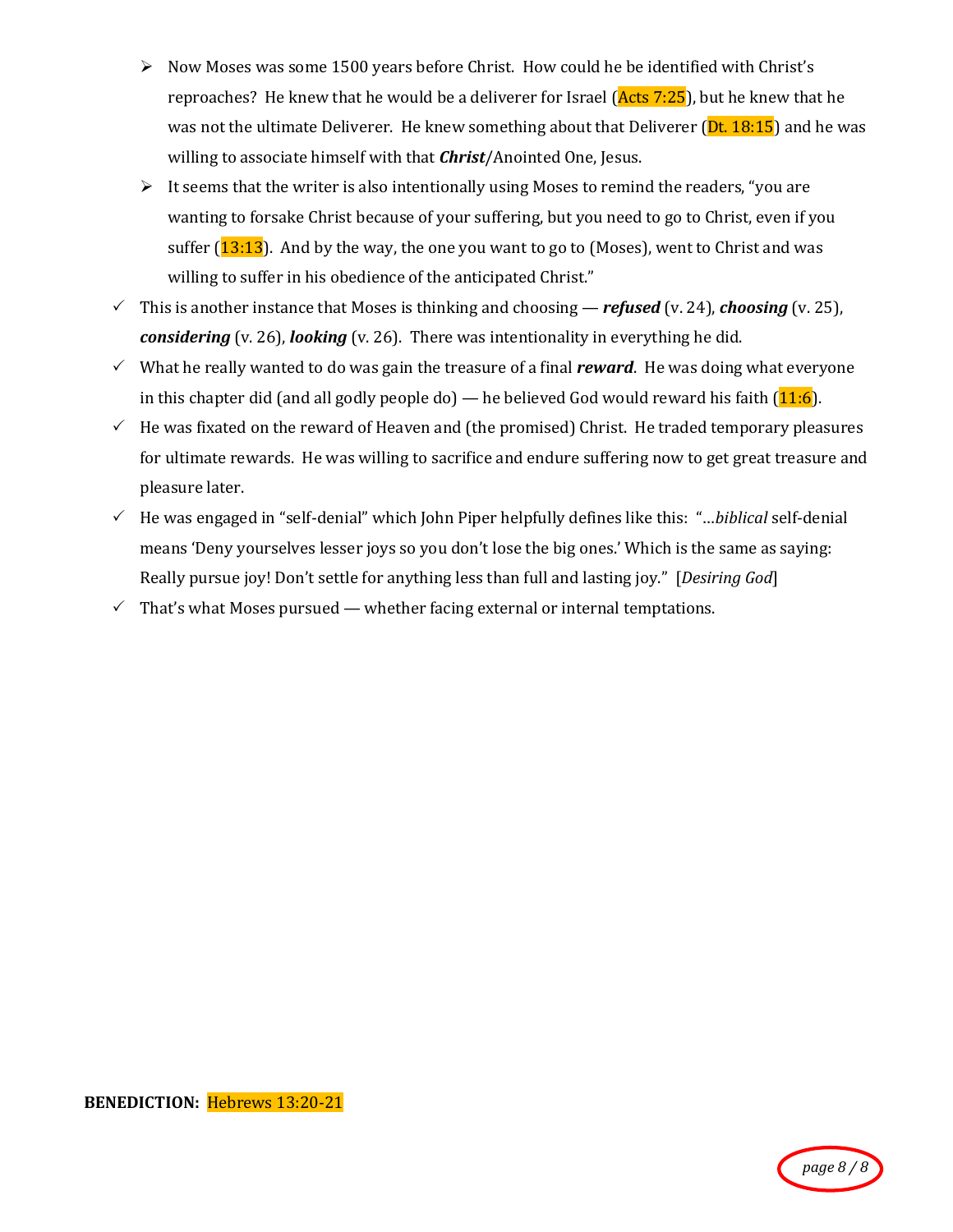- Now Moses was some 1500 years before Christ. How could he be identified with Christ's reproaches? He knew that he would be a deliverer for Israel (Acts 7:25), but he knew that he was not the ultimate Deliverer. He knew something about that Deliverer (Dt. 18:15) and he was willing to associate himself with that ***Christ***/Anointed One, Jesus.
  - It seems that the writer is also intentionally using Moses to remind the readers, "you are wanting to forsake Christ because of your suffering, but you need to go to Christ, even if you suffer (13:13). And by the way, the one you want to go to (Moses), went to Christ and was willing to suffer in his obedience of the anticipated Christ."
- This is another instance that Moses is thinking and choosing — ***refused*** (v. 24), ***choosing*** (v. 25), ***considering*** (v. 26), ***looking*** (v. 26). There was intentionality in everything he did.
- What he really wanted to do was gain the treasure of a final ***reward***. He was doing what everyone in this chapter did (and all godly people do) — he believed God would reward his faith (11:6).
- He was fixated on the reward of Heaven and (the promised) Christ. He traded temporary pleasures for ultimate rewards. He was willing to sacrifice and endure suffering now to get great treasure and pleasure later.
- He was engaged in "self-denial" which John Piper helpfully defines like this: "…*biblical* self-denial means 'Deny yourselves lesser joys so you don't lose the big ones.' Which is the same as saying: Really pursue joy! Don't settle for anything less than full and lasting joy." [*Desiring God*]
- That's what Moses pursued — whether facing external or internal temptations.

**BENEDICTION:** Hebrews 13:20-21